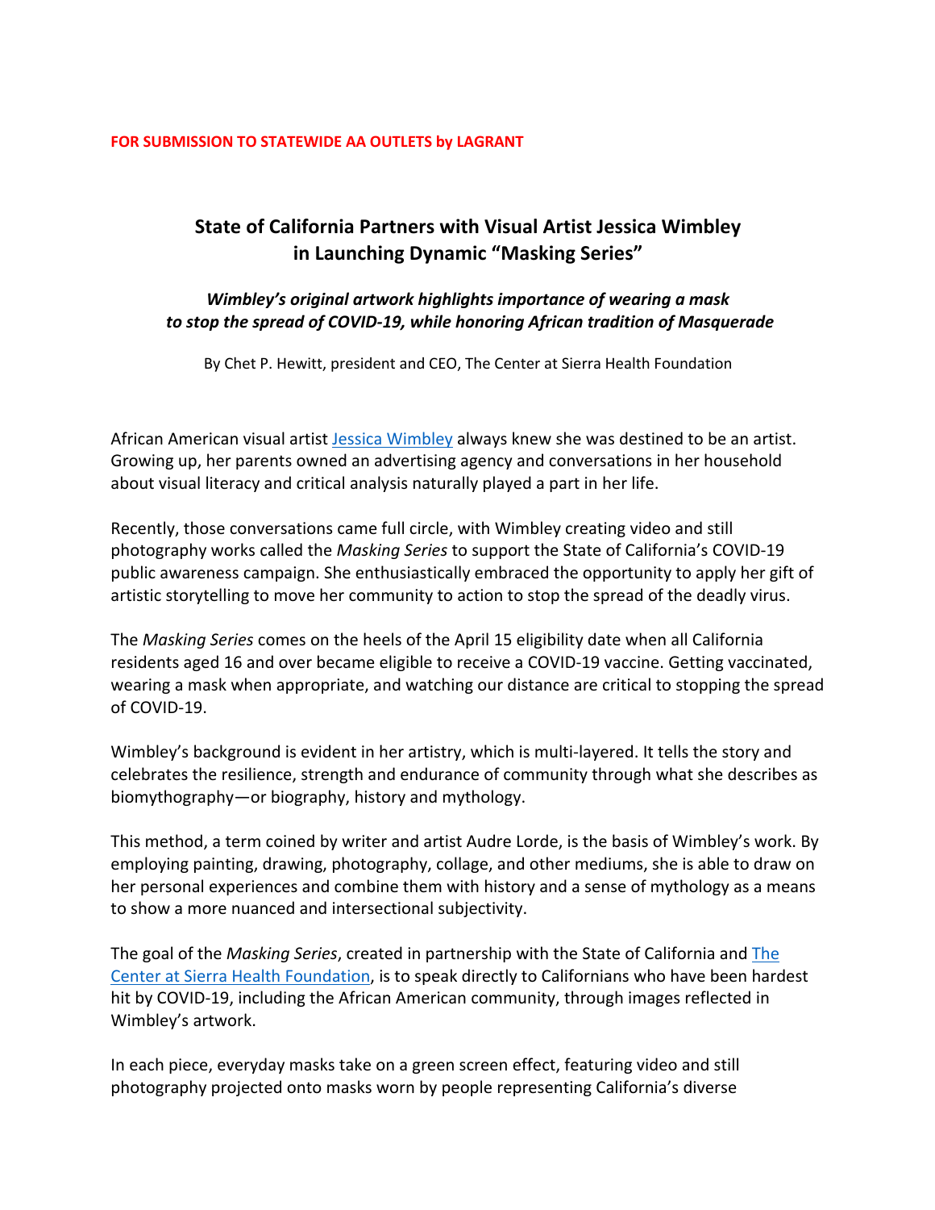**FOR SUBMISSION TO STATEWIDE AA OUTLETS by LAGRANT**

# State of California Partners with Visual Artist Jessica Wimbley in Launching Dynamic "Masking Series"

***Wimbley's original artwork highlights importance of wearing a mask to stop the spread of COVID-19, while honoring African tradition of Masquerade***

By Chet P. Hewitt, president and CEO, The Center at Sierra Health Foundation

African American visual artist Jessica Wimbley always knew she was destined to be an artist. Growing up, her parents owned an advertising agency and conversations in her household about visual literacy and critical analysis naturally played a part in her life.

Recently, those conversations came full circle, with Wimbley creating video and still photography works called the *Masking Series* to support the State of California's COVID-19 public awareness campaign. She enthusiastically embraced the opportunity to apply her gift of artistic storytelling to move her community to action to stop the spread of the deadly virus.

The *Masking Series* comes on the heels of the April 15 eligibility date when all California residents aged 16 and over became eligible to receive a COVID-19 vaccine. Getting vaccinated, wearing a mask when appropriate, and watching our distance are critical to stopping the spread of COVID-19.

Wimbley's background is evident in her artistry, which is multi-layered. It tells the story and celebrates the resilience, strength and endurance of community through what she describes as biomythography—or biography, history and mythology.

This method, a term coined by writer and artist Audre Lorde, is the basis of Wimbley's work. By employing painting, drawing, photography, collage, and other mediums, she is able to draw on her personal experiences and combine them with history and a sense of mythology as a means to show a more nuanced and intersectional subjectivity.

The goal of the *Masking Series*, created in partnership with the State of California and The Center at Sierra Health Foundation, is to speak directly to Californians who have been hardest hit by COVID-19, including the African American community, through images reflected in Wimbley's artwork.

In each piece, everyday masks take on a green screen effect, featuring video and still photography projected onto masks worn by people representing California's diverse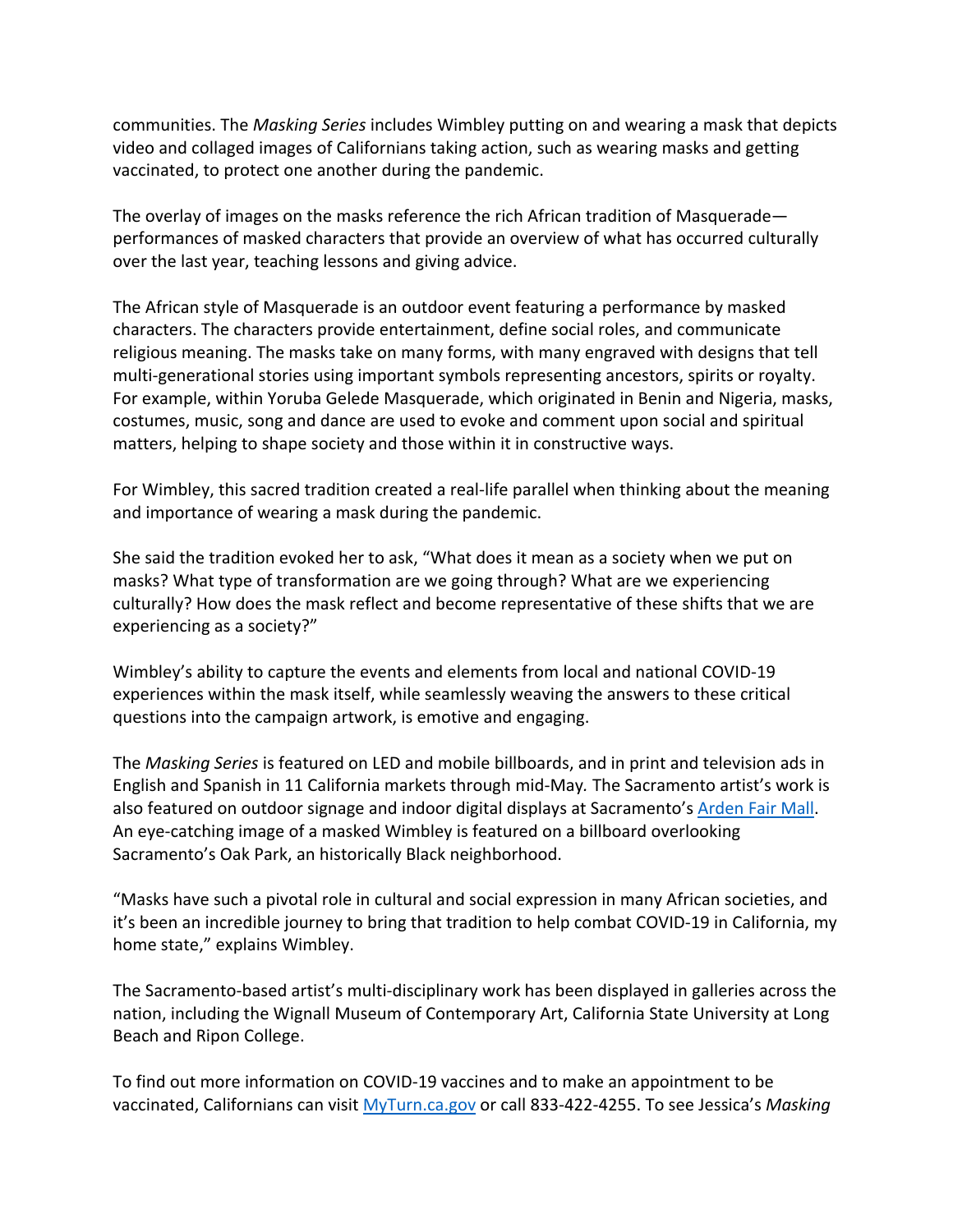communities. The *Masking Series* includes Wimbley putting on and wearing a mask that depicts video and collaged images of Californians taking action, such as wearing masks and getting vaccinated, to protect one another during the pandemic.

The overlay of images on the masks reference the rich African tradition of Masquerade—performances of masked characters that provide an overview of what has occurred culturally over the last year, teaching lessons and giving advice.

The African style of Masquerade is an outdoor event featuring a performance by masked characters. The characters provide entertainment, define social roles, and communicate religious meaning. The masks take on many forms, with many engraved with designs that tell multi-generational stories using important symbols representing ancestors, spirits or royalty. For example, within Yoruba Gelede Masquerade, which originated in Benin and Nigeria, masks, costumes, music, song and dance are used to evoke and comment upon social and spiritual matters, helping to shape society and those within it in constructive ways.

For Wimbley, this sacred tradition created a real-life parallel when thinking about the meaning and importance of wearing a mask during the pandemic.

She said the tradition evoked her to ask, "What does it mean as a society when we put on masks? What type of transformation are we going through? What are we experiencing culturally? How does the mask reflect and become representative of these shifts that we are experiencing as a society?"

Wimbley's ability to capture the events and elements from local and national COVID-19 experiences within the mask itself, while seamlessly weaving the answers to these critical questions into the campaign artwork, is emotive and engaging.

The *Masking Series* is featured on LED and mobile billboards, and in print and television ads in English and Spanish in 11 California markets through mid-May. The Sacramento artist's work is also featured on outdoor signage and indoor digital displays at Sacramento's [Arden Fair Mall](). An eye-catching image of a masked Wimbley is featured on a billboard overlooking Sacramento's Oak Park, an historically Black neighborhood.

"Masks have such a pivotal role in cultural and social expression in many African societies, and it's been an incredible journey to bring that tradition to help combat COVID-19 in California, my home state," explains Wimbley.

The Sacramento-based artist's multi-disciplinary work has been displayed in galleries across the nation, including the Wignall Museum of Contemporary Art, California State University at Long Beach and Ripon College.

To find out more information on COVID-19 vaccines and to make an appointment to be vaccinated, Californians can visit [MyTurn.ca.gov]() or call 833-422-4255. To see Jessica's *Masking*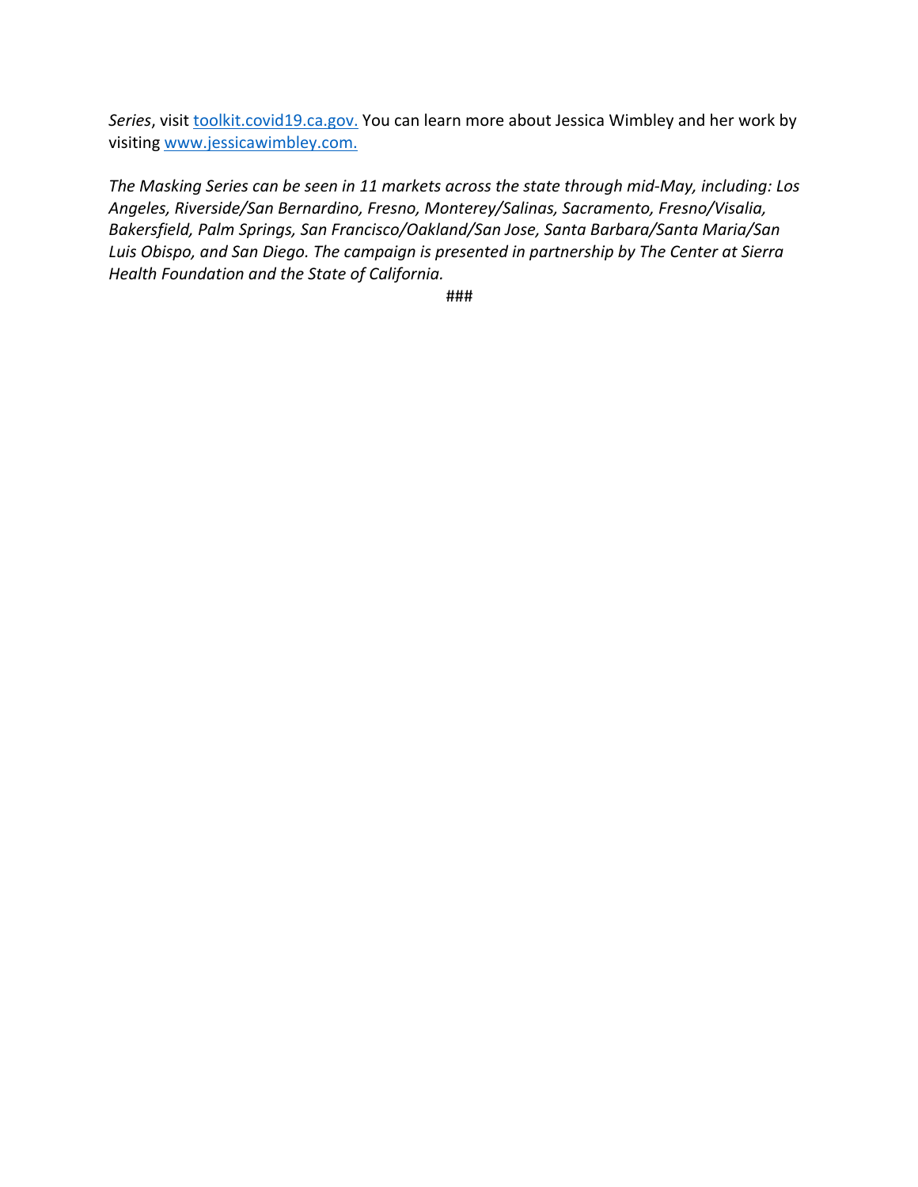*Series*, visit [toolkit.covid19.ca.gov.](toolkit.covid19.ca.gov) You can learn more about Jessica Wimbley and her work by visiting [www.jessicawimbley.com.](www.jessicawimbley.com)

*The Masking Series can be seen in 11 markets across the state through mid-May, including: Los Angeles, Riverside/San Bernardino, Fresno, Monterey/Salinas, Sacramento, Fresno/Visalia, Bakersfield, Palm Springs, San Francisco/Oakland/San Jose, Santa Barbara/Santa Maria/San Luis Obispo, and San Diego. The campaign is presented in partnership by The Center at Sierra Health Foundation and the State of California.*

###